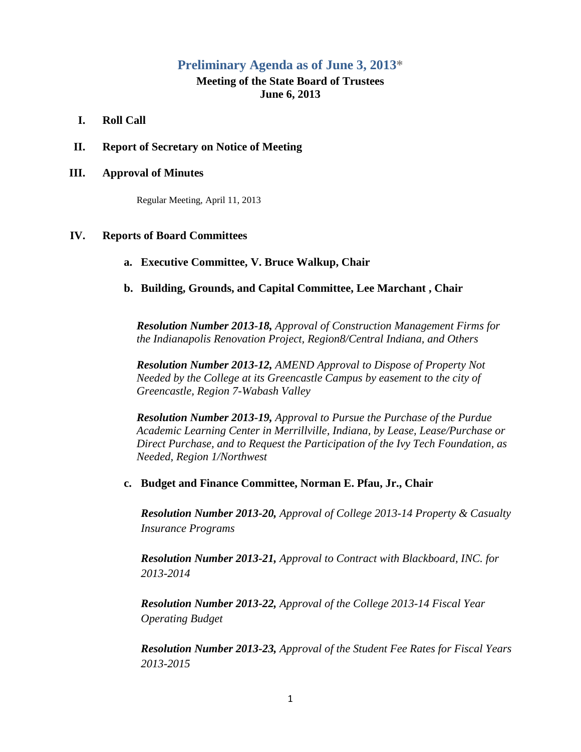## Preliminary Agenda as of June 3, 2013*

**Meeting of the State Board of Trustees**
**June 6, 2013**

**I. Roll Call**

**II. Report of Secretary on Notice of Meeting**

**III. Approval of Minutes**

Regular Meeting, April 11, 2013

**IV. Reports of Board Committees**

**a. Executive Committee, V. Bruce Walkup, Chair**

**b. Building, Grounds, and Capital Committee, Lee Marchant , Chair**

***Resolution Number 2013-18,*** *Approval of Construction Management Firms for the Indianapolis Renovation Project, Region8/Central Indiana, and Others*

***Resolution Number 2013-12,*** *AMEND Approval to Dispose of Property Not Needed by the College at its Greencastle Campus by easement to the city of Greencastle, Region 7-Wabash Valley*

***Resolution Number 2013-19,*** *Approval to Pursue the Purchase of the Purdue Academic Learning Center in Merrillville, Indiana, by Lease, Lease/Purchase or Direct Purchase, and to Request the Participation of the Ivy Tech Foundation, as Needed, Region 1/Northwest*

**c. Budget and Finance Committee, Norman E. Pfau, Jr., Chair**

***Resolution Number 2013-20,*** *Approval of College 2013-14 Property & Casualty Insurance Programs*

***Resolution Number 2013-21,*** *Approval to Contract with Blackboard, INC. for 2013-2014*

***Resolution Number 2013-22,*** *Approval of the College 2013-14 Fiscal Year Operating Budget*

***Resolution Number 2013-23,*** *Approval of the Student Fee Rates for Fiscal Years 2013-2015*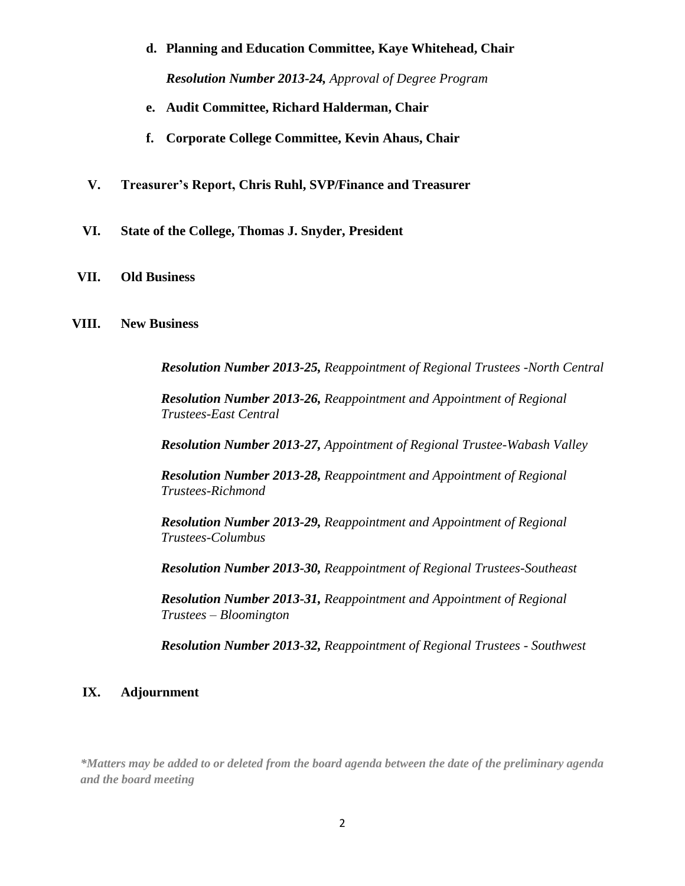d. **Planning and Education Committee, Kaye Whitehead, Chair**

   ***Resolution Number 2013-24,*** *Approval of Degree Program*

e. **Audit Committee, Richard Halderman, Chair**

f. **Corporate College Committee, Kevin Ahaus, Chair**

**V. Treasurer's Report, Chris Ruhl, SVP/Finance and Treasurer**

**VI. State of the College, Thomas J. Snyder, President**

**VII. Old Business**

**VIII. New Business**

***Resolution Number 2013-25,*** *Reappointment of Regional Trustees -North Central*

***Resolution Number 2013-26,*** *Reappointment and Appointment of Regional Trustees-East Central*

***Resolution Number 2013-27,*** *Appointment of Regional Trustee-Wabash Valley*

***Resolution Number 2013-28,*** *Reappointment and Appointment of Regional Trustees-Richmond*

***Resolution Number 2013-29,*** *Reappointment and Appointment of Regional Trustees-Columbus*

***Resolution Number 2013-30,*** *Reappointment of Regional Trustees-Southeast*

***Resolution Number 2013-31,*** *Reappointment and Appointment of Regional Trustees – Bloomington*

***Resolution Number 2013-32,*** *Reappointment of Regional Trustees - Southwest*

**IX. Adjournment**

***\*Matters may be added to or deleted from the board agenda between the date of the preliminary agenda and the board meeting***